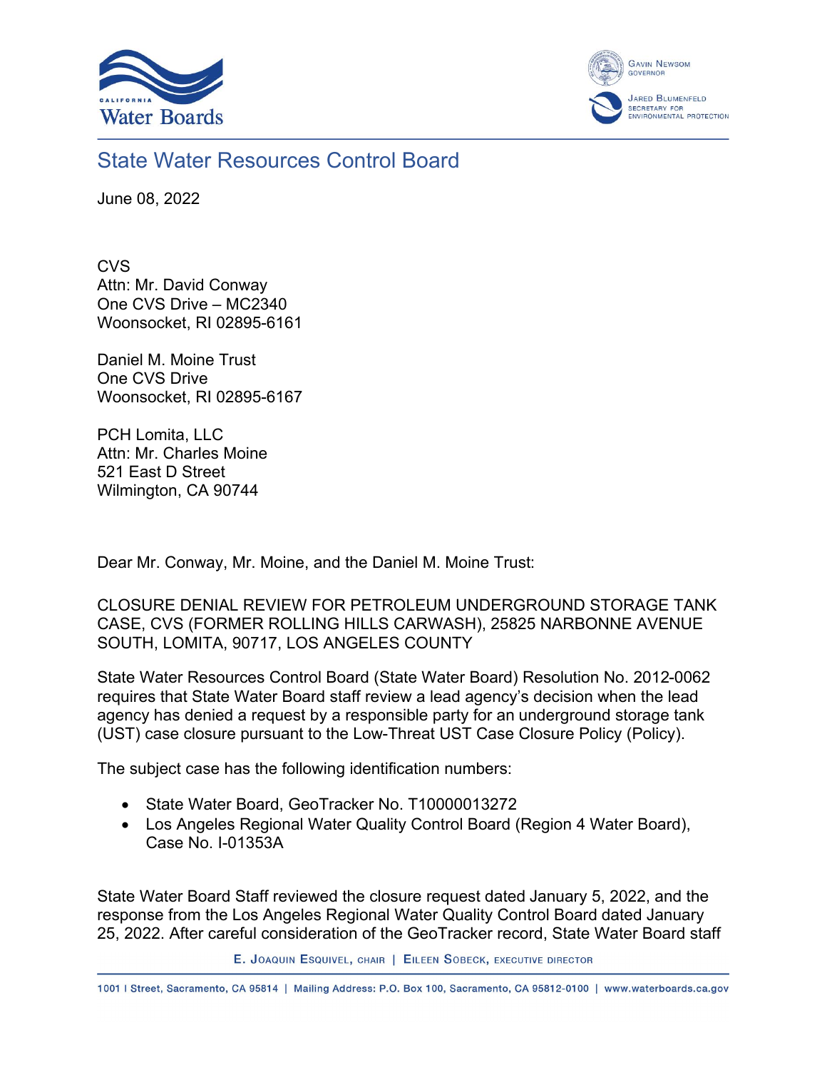# State Water Resources Control Board

June 08, 2022

CVS
Attn: Mr. David Conway
One CVS Drive – MC2340
Woonsocket, RI 02895-6161

Daniel M. Moine Trust
One CVS Drive
Woonsocket, RI 02895-6167

PCH Lomita, LLC
Attn: Mr. Charles Moine
521 East D Street
Wilmington, CA 90744

Dear Mr. Conway, Mr. Moine, and the Daniel M. Moine Trust:

CLOSURE DENIAL REVIEW FOR PETROLEUM UNDERGROUND STORAGE TANK CASE, CVS (FORMER ROLLING HILLS CARWASH), 25825 NARBONNE AVENUE SOUTH, LOMITA, 90717, LOS ANGELES COUNTY

State Water Resources Control Board (State Water Board) Resolution No. 2012-0062 requires that State Water Board staff review a lead agency's decision when the lead agency has denied a request by a responsible party for an underground storage tank (UST) case closure pursuant to the Low-Threat UST Case Closure Policy (Policy).

The subject case has the following identification numbers:

- State Water Board, GeoTracker No. T10000013272
- Los Angeles Regional Water Quality Control Board (Region 4 Water Board), Case No. I-01353A

State Water Board Staff reviewed the closure request dated January 5, 2022, and the response from the Los Angeles Regional Water Quality Control Board dated January 25, 2022. After careful consideration of the GeoTracker record, State Water Board staff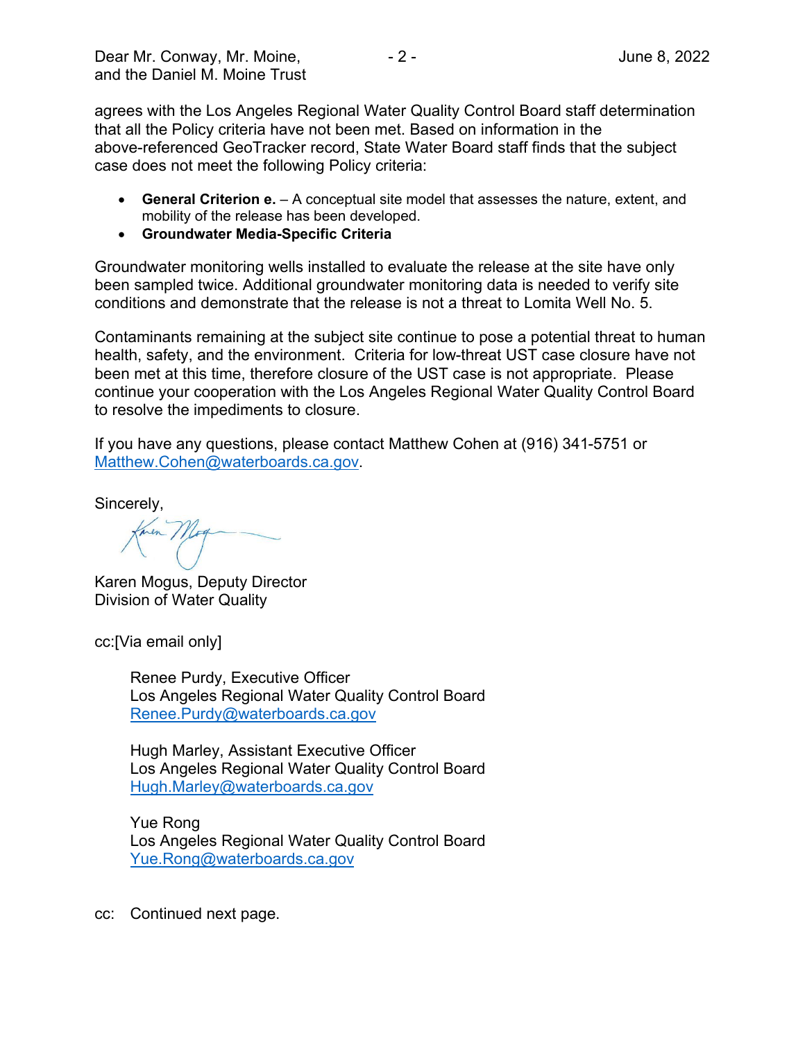agrees with the Los Angeles Regional Water Quality Control Board staff determination that all the Policy criteria have not been met. Based on information in the above-referenced GeoTracker record, State Water Board staff finds that the subject case does not meet the following Policy criteria:

- **General Criterion e.** – A conceptual site model that assesses the nature, extent, and mobility of the release has been developed.
- **Groundwater Media-Specific Criteria**

Groundwater monitoring wells installed to evaluate the release at the site have only been sampled twice. Additional groundwater monitoring data is needed to verify site conditions and demonstrate that the release is not a threat to Lomita Well No. 5.

Contaminants remaining at the subject site continue to pose a potential threat to human health, safety, and the environment. Criteria for low-threat UST case closure have not been met at this time, therefore closure of the UST case is not appropriate. Please continue your cooperation with the Los Angeles Regional Water Quality Control Board to resolve the impediments to closure.

If you have any questions, please contact Matthew Cohen at (916) 341-5751 or Matthew.Cohen@waterboards.ca.gov.

Sincerely,

Karen Mogus, Deputy Director
Division of Water Quality

cc:[Via email only]

Renee Purdy, Executive Officer
Los Angeles Regional Water Quality Control Board
Renee.Purdy@waterboards.ca.gov

Hugh Marley, Assistant Executive Officer
Los Angeles Regional Water Quality Control Board
Hugh.Marley@waterboards.ca.gov

Yue Rong
Los Angeles Regional Water Quality Control Board
Yue.Rong@waterboards.ca.gov

cc: Continued next page.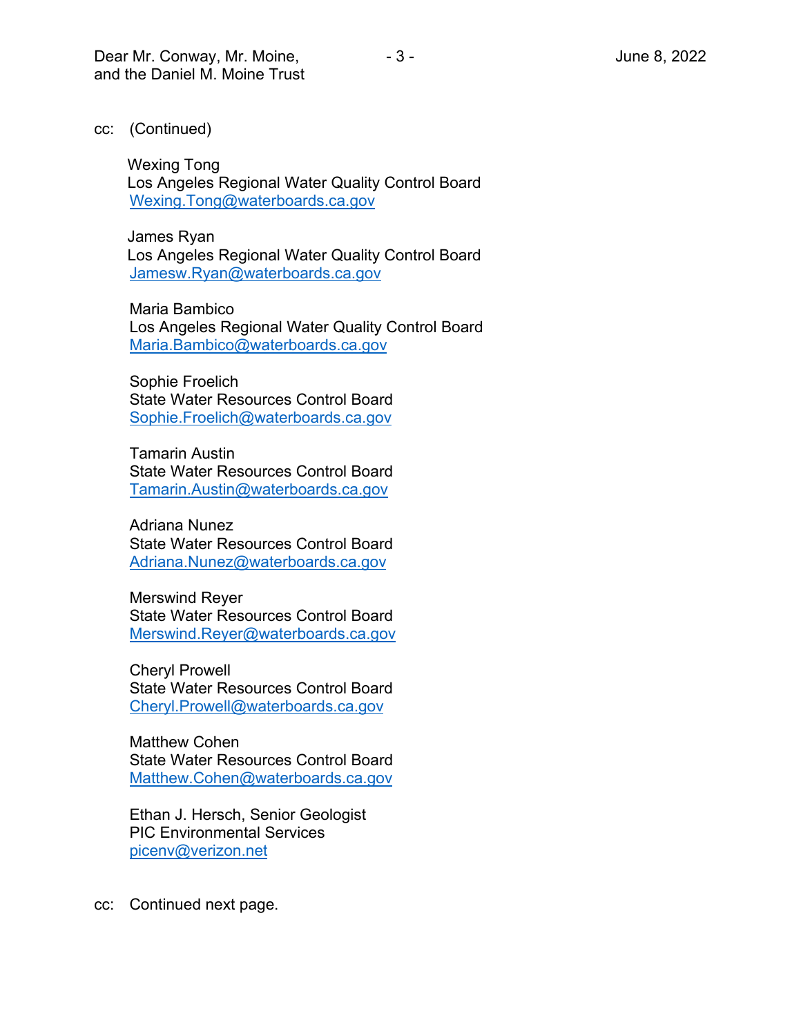cc: (Continued)

Wexing Tong
Los Angeles Regional Water Quality Control Board
Wexing.Tong@waterboards.ca.gov

James Ryan
Los Angeles Regional Water Quality Control Board
Jamesw.Ryan@waterboards.ca.gov

Maria Bambico
Los Angeles Regional Water Quality Control Board
Maria.Bambico@waterboards.ca.gov

Sophie Froelich
State Water Resources Control Board
Sophie.Froelich@waterboards.ca.gov

Tamarin Austin
State Water Resources Control Board
Tamarin.Austin@waterboards.ca.gov

Adriana Nunez
State Water Resources Control Board
Adriana.Nunez@waterboards.ca.gov

Merswind Reyer
State Water Resources Control Board
Merswind.Reyer@waterboards.ca.gov

Cheryl Prowell
State Water Resources Control Board
Cheryl.Prowell@waterboards.ca.gov

Matthew Cohen
State Water Resources Control Board
Matthew.Cohen@waterboards.ca.gov

Ethan J. Hersch, Senior Geologist
PIC Environmental Services
picenv@verizon.net

cc: Continued next page.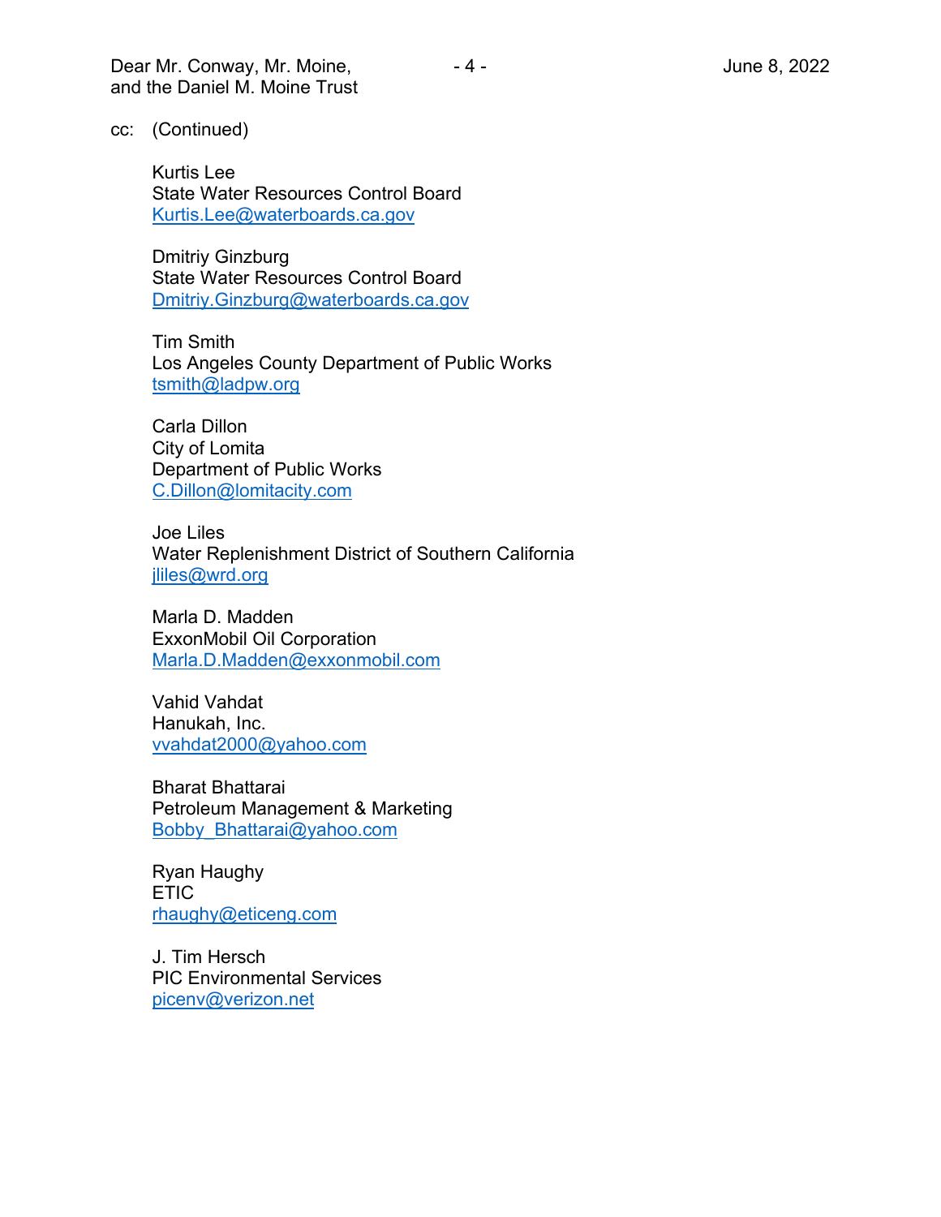cc: (Continued)

Kurtis Lee
State Water Resources Control Board
Kurtis.Lee@waterboards.ca.gov

Dmitriy Ginzburg
State Water Resources Control Board
Dmitriy.Ginzburg@waterboards.ca.gov

Tim Smith
Los Angeles County Department of Public Works
tsmith@ladpw.org

Carla Dillon
City of Lomita
Department of Public Works
C.Dillon@lomitacity.com

Joe Liles
Water Replenishment District of Southern California
jliles@wrd.org

Marla D. Madden
ExxonMobil Oil Corporation
Marla.D.Madden@exxonmobil.com

Vahid Vahdat
Hanukah, Inc.
vvahdat2000@yahoo.com

Bharat Bhattarai
Petroleum Management & Marketing
Bobby_Bhattarai@yahoo.com

Ryan Haughy
ETIC
rhaughy@eticeng.com

J. Tim Hersch
PIC Environmental Services
picenv@verizon.net